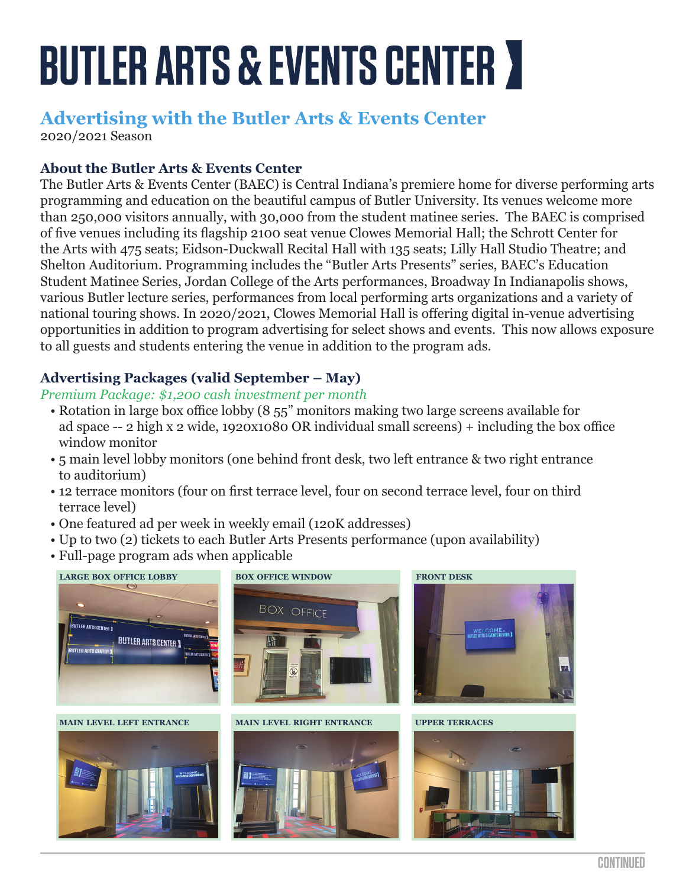# BUTLER ARTS & EVENTS CENTER

## Advertising with the Butler Arts & Events Center

2020/2021 Season

### About the Butler Arts & Events Center

The Butler Arts & Events Center (BAEC) is Central Indiana's premiere home for diverse performing arts programming and education on the beautiful campus of Butler University. Its venues welcome more than 250,000 visitors annually, with 30,000 from the student matinee series. The BAEC is comprised of five venues including its flagship 2100 seat venue Clowes Memorial Hall; the Schrott Center for the Arts with 475 seats; Eidson-Duckwall Recital Hall with 135 seats; Lilly Hall Studio Theatre; and Shelton Auditorium. Programming includes the "Butler Arts Presents" series, BAEC's Education Student Matinee Series, Jordan College of the Arts performances, Broadway In Indianapolis shows, various Butler lecture series, performances from local performing arts organizations and a variety of national touring shows. In 2020/2021, Clowes Memorial Hall is offering digital in-venue advertising opportunities in addition to program advertising for select shows and events. This now allows exposure to all guests and students entering the venue in addition to the program ads.

### Advertising Packages (valid September – May)

*Premium Package: $1,200 cash investment per month*

- Rotation in large box office lobby (8 55" monitors making two large screens available for ad space -- 2 high x 2 wide, 1920x1080 OR individual small screens) + including the box office window monitor
- 5 main level lobby monitors (one behind front desk, two left entrance & two right entrance to auditorium)
- 12 terrace monitors (four on first terrace level, four on second terrace level, four on third terrace level)
- One featured ad per week in weekly email (120K addresses)
- Up to two (2) tickets to each Butler Arts Presents performance (upon availability)
- Full-page program ads when applicable

LARGE BOX OFFICE LOBBY

BOX OFFICE WINDOW

FRONT DESK

MAIN LEVEL LEFT ENTRANCE

MAIN LEVEL RIGHT ENTRANCE

UPPER TERRACES

CONTINUED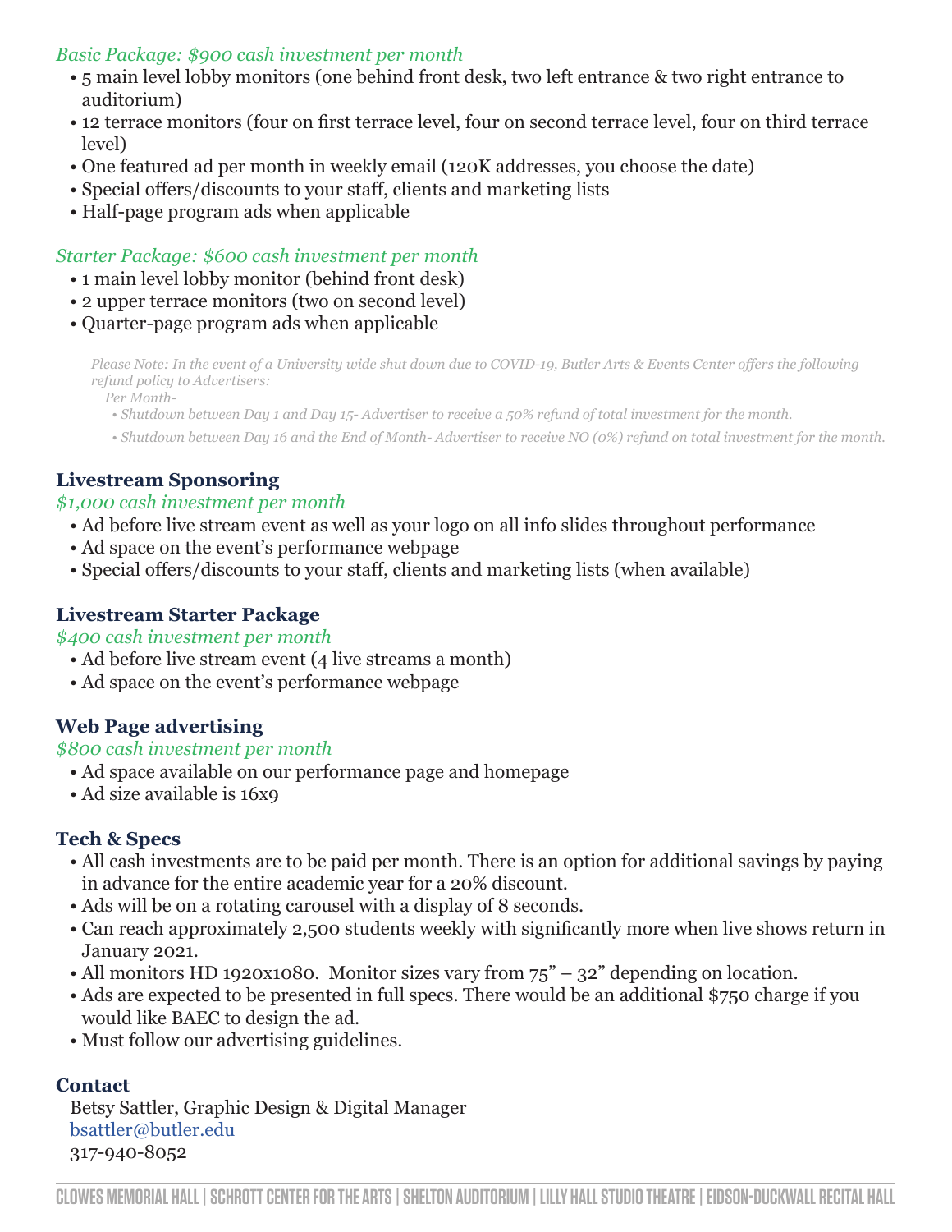*Basic Package: $900 cash investment per month*

- 5 main level lobby monitors (one behind front desk, two left entrance & two right entrance to auditorium)
- 12 terrace monitors (four on first terrace level, four on second terrace level, four on third terrace level)
- One featured ad per month in weekly email (120K addresses, you choose the date)
- Special offers/discounts to your staff, clients and marketing lists
- Half-page program ads when applicable

*Starter Package: $600 cash investment per month*

- 1 main level lobby monitor (behind front desk)
- 2 upper terrace monitors (two on second level)
- Quarter-page program ads when applicable

*Please Note: In the event of a University wide shut down due to COVID-19, Butler Arts & Events Center offers the following refund policy to Advertisers:*

*Per Month-*

- *Shutdown between Day 1 and Day 15- Advertiser to receive a 50% refund of total investment for the month.*
- *Shutdown between Day 16 and the End of Month- Advertiser to receive NO (0%) refund on total investment for the month.*

## Livestream Sponsoring

*$1,000 cash investment per month*

- Ad before live stream event as well as your logo on all info slides throughout performance
- Ad space on the event's performance webpage
- Special offers/discounts to your staff, clients and marketing lists (when available)

## Livestream Starter Package

*$400 cash investment per month*

- Ad before live stream event (4 live streams a month)
- Ad space on the event's performance webpage

## Web Page advertising

*$800 cash investment per month*

- Ad space available on our performance page and homepage
- Ad size available is 16x9

## Tech & Specs

- All cash investments are to be paid per month. There is an option for additional savings by paying in advance for the entire academic year for a 20% discount.
- Ads will be on a rotating carousel with a display of 8 seconds.
- Can reach approximately 2,500 students weekly with significantly more when live shows return in January 2021.
- All monitors HD 1920x1080. Monitor sizes vary from 75" – 32" depending on location.
- Ads are expected to be presented in full specs. There would be an additional $750 charge if you would like BAEC to design the ad.
- Must follow our advertising guidelines.

## Contact

Betsy Sattler, Graphic Design & Digital Manager
bsattler@butler.edu
317-940-8052

CLOWES MEMORIAL HALL | SCHROTT CENTER FOR THE ARTS | SHELTON AUDITORIUM | LILLY HALL STUDIO THEATRE | EIDSON-DUCKWALL RECITAL HALL